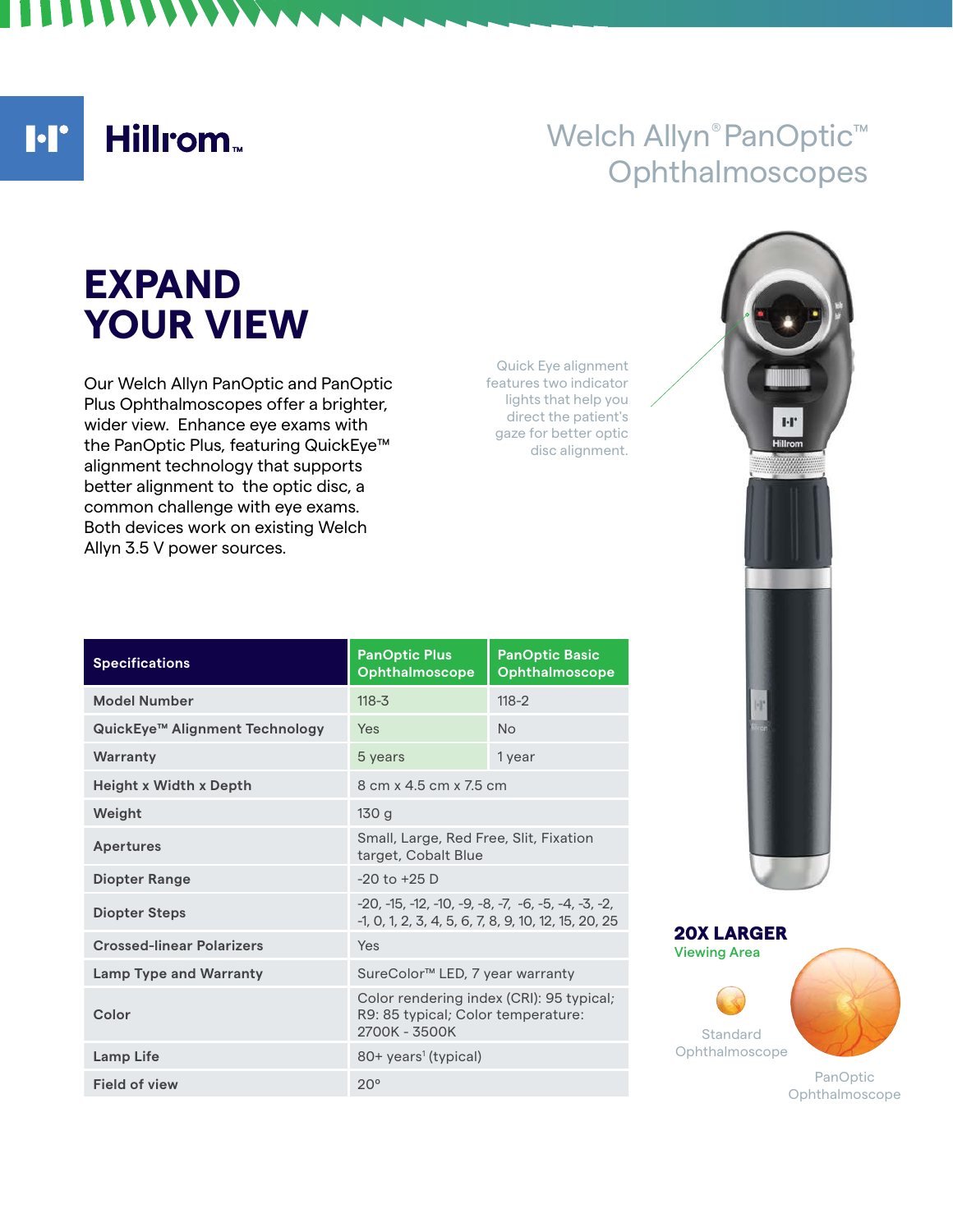Hillrom

# Welch Allyn® PanOptic™ Ophthalmoscopes

## EXPAND YOUR VIEW

Our Welch Allyn PanOptic and PanOptic Plus Ophthalmoscopes offer a brighter, wider view. Enhance eye exams with the PanOptic Plus, featuring QuickEye™ alignment technology that supports better alignment to the optic disc, a common challenge with eye exams. Both devices work on existing Welch Allyn 3.5 V power sources.

Quick Eye alignment features two indicator lights that help you direct the patient's gaze for better optic disc alignment.

| Specifications | PanOptic Plus Ophthalmoscope | PanOptic Basic Ophthalmoscope |
|---|---|---|
| Model Number | 118-3 | 118-2 |
| QuickEye™ Alignment Technology | Yes | No |
| Warranty | 5 years | 1 year |
| Height x Width x Depth | 8 cm x 4.5 cm x 7.5 cm | |
| Weight | 130 g | |
| Apertures | Small, Large, Red Free, Slit, Fixation target, Cobalt Blue | |
| Diopter Range | -20 to +25 D | |
| Diopter Steps | -20, -15, -12, -10, -9, -8, -7, -6, -5, -4, -3, -2, -1, 0, 1, 2, 3, 4, 5, 6, 7, 8, 9, 10, 12, 15, 20, 25 | |
| Crossed-linear Polarizers | Yes | |
| Lamp Type and Warranty | SureColor™ LED, 7 year warranty | |
| Color | Color rendering index (CRI): 95 typical; R9: 85 typical; Color temperature: 2700K - 3500K | |
| Lamp Life | 80+ years[1] (typical) | |
| Field of view | 20° | |

**20X LARGER** Viewing Area

Standard Ophthalmoscope

PanOptic Ophthalmoscope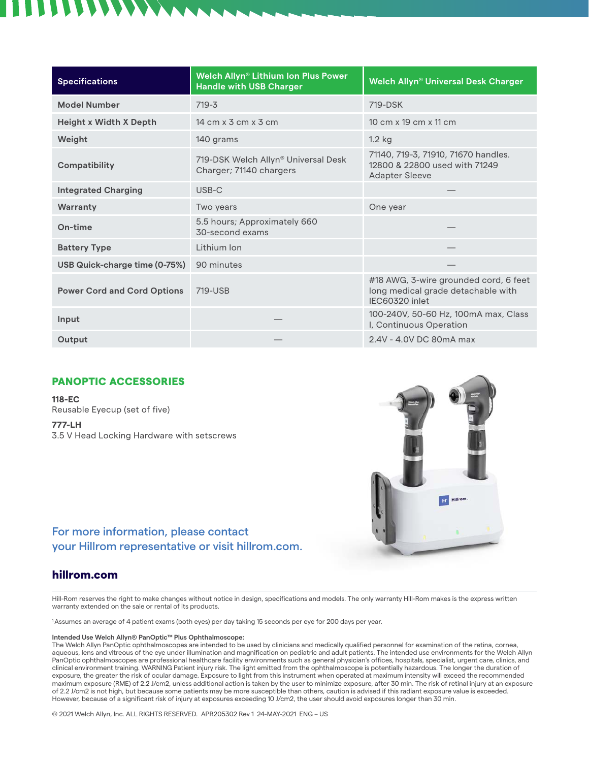| Specifications | Welch Allyn® Lithium Ion Plus Power Handle with USB Charger | Welch Allyn® Universal Desk Charger |
|---|---|---|
| Model Number | 719-3 | 719-DSK |
| Height x Width X Depth | 14 cm x 3 cm x 3 cm | 10 cm x 19 cm x 11 cm |
| Weight | 140 grams | 1.2 kg |
| Compatibility | 719-DSK Welch Allyn® Universal Desk Charger; 71140 chargers | 71140, 719-3, 71910, 71670 handles. 12800 & 22800 used with 71249 Adapter Sleeve |
| Integrated Charging | USB-C | — |
| Warranty | Two years | One year |
| On-time | 5.5 hours; Approximately 660 30-second exams | — |
| Battery Type | Lithium Ion | — |
| USB Quick-charge time (0-75%) | 90 minutes | — |
| Power Cord and Cord Options | 719-USB | #18 AWG, 3-wire grounded cord, 6 feet long medical grade detachable with IEC60320 inlet |
| Input | — | 100-240V, 50-60 Hz, 100mA max, Class I, Continuous Operation |
| Output | — | 2.4V - 4.0V DC 80mA max |

## PANOPTIC ACCESSORIES

**118-EC**
Reusable Eyecup (set of five)

**777-LH**
3.5 V Head Locking Hardware with setscrews

For more information, please contact your Hillrom representative or visit hillrom.com.

**hillrom.com**

Hill-Rom reserves the right to make changes without notice in design, specifications and models. The only warranty Hill-Rom makes is the express written warranty extended on the sale or rental of its products.

[1] Assumes an average of 4 patient exams (both eyes) per day taking 15 seconds per eye for 200 days per year.

**Intended Use Welch Allyn® PanOptic™ Plus Ophthalmoscope:**
The Welch Allyn PanOptic ophthalmoscopes are intended to be used by clinicians and medically qualified personnel for examination of the retina, cornea, aqueous, lens and vitreous of the eye under illumination and magnification on pediatric and adult patients. The intended use environments for the Welch Allyn PanOptic ophthalmoscopes are professional healthcare facility environments such as general physician's offices, hospitals, specialist, urgent care, clinics, and clinical environment training. WARNING Patient injury risk. The light emitted from the ophthalmoscope is potentially hazardous. The longer the duration of exposure, the greater the risk of ocular damage. Exposure to light from this instrument when operated at maximum intensity will exceed the recommended maximum exposure (RME) of 2.2 J/cm2, unless additional action is taken by the user to minimize exposure, after 30 min. The risk of retinal injury at an exposure of 2.2 J/cm2 is not high, but because some patients may be more susceptible than others, caution is advised if this radiant exposure value is exceeded. However, because of a significant risk of injury at exposures exceeding 10 J/cm2, the user should avoid exposures longer than 30 min.

© 2021 Welch Allyn, Inc. ALL RIGHTS RESERVED. APR205302 Rev 1 24-MAY-2021 ENG – US